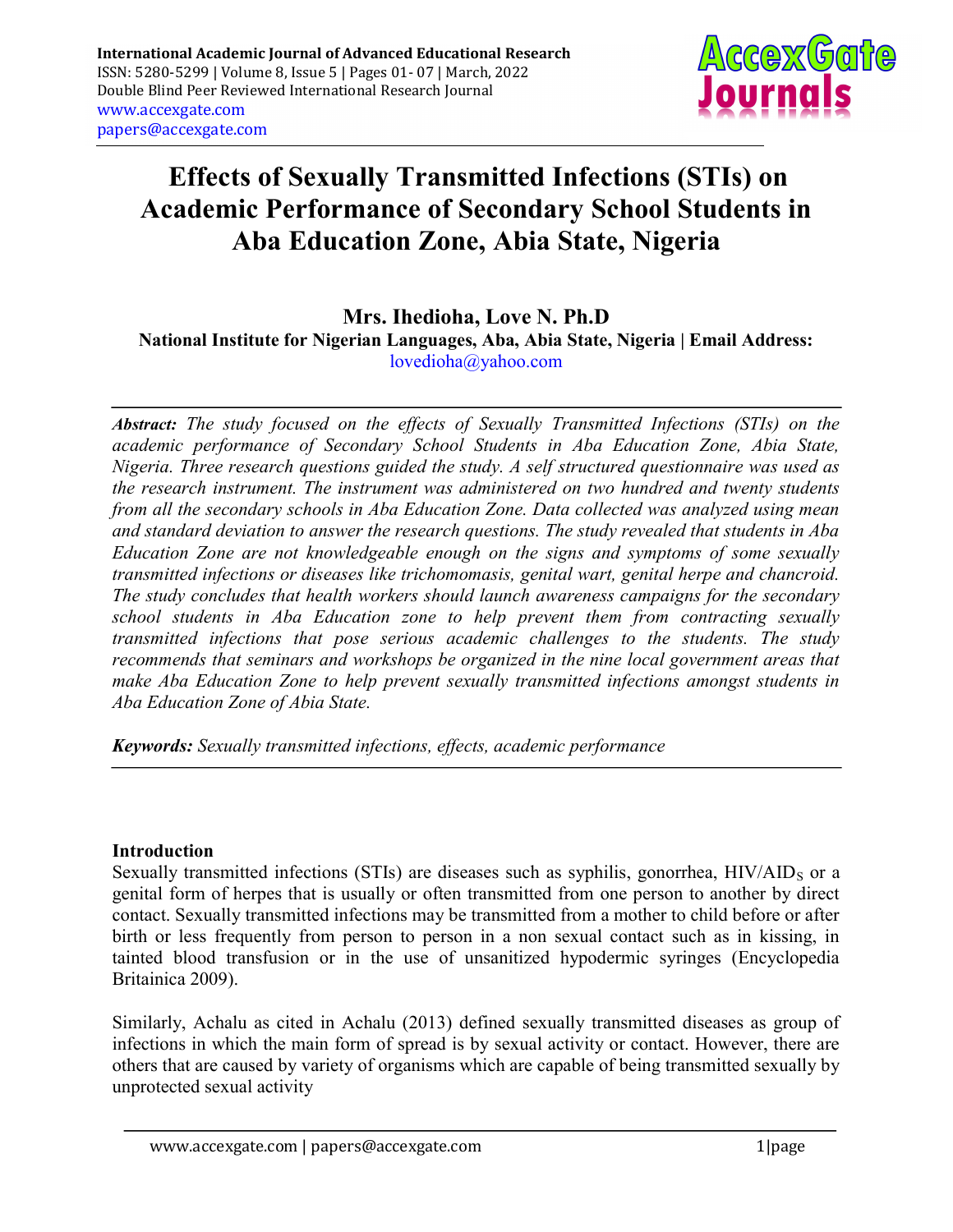# Effects of Sexually Transmitted Infections (STIs) on Academic Performance of Secondary School Students in Aba Education Zone, Abia State, Nigeria

**Mrs. Ihedioha, Love N. Ph.D**

**National Institute for Nigerian Languages, Aba, Abia State, Nigeria | Email Address:** lovedioha@yahoo.com

***Abstract:*** *The study focused on the effects of Sexually Transmitted Infections (STIs) on the academic performance of Secondary School Students in Aba Education Zone, Abia State, Nigeria. Three research questions guided the study. A self structured questionnaire was used as the research instrument. The instrument was administered on two hundred and twenty students from all the secondary schools in Aba Education Zone. Data collected was analyzed using mean and standard deviation to answer the research questions. The study revealed that students in Aba Education Zone are not knowledgeable enough on the signs and symptoms of some sexually transmitted infections or diseases like trichomomasis, genital wart, genital herpe and chancroid. The study concludes that health workers should launch awareness campaigns for the secondary school students in Aba Education zone to help prevent them from contracting sexually transmitted infections that pose serious academic challenges to the students. The study recommends that seminars and workshops be organized in the nine local government areas that make Aba Education Zone to help prevent sexually transmitted infections amongst students in Aba Education Zone of Abia State.*

***Keywords:*** *Sexually transmitted infections, effects, academic performance*

## Introduction

Sexually transmitted infections (STIs) are diseases such as syphilis, gonorrhea, $HIV/AID_S$ or a genital form of herpes that is usually or often transmitted from one person to another by direct contact. Sexually transmitted infections may be transmitted from a mother to child before or after birth or less frequently from person to person in a non sexual contact such as in kissing, in tainted blood transfusion or in the use of unsanitized hypodermic syringes (Encyclopedia Britainica 2009).

Similarly, Achalu as cited in Achalu (2013) defined sexually transmitted diseases as group of infections in which the main form of spread is by sexual activity or contact. However, there are others that are caused by variety of organisms which are capable of being transmitted sexually by unprotected sexual activity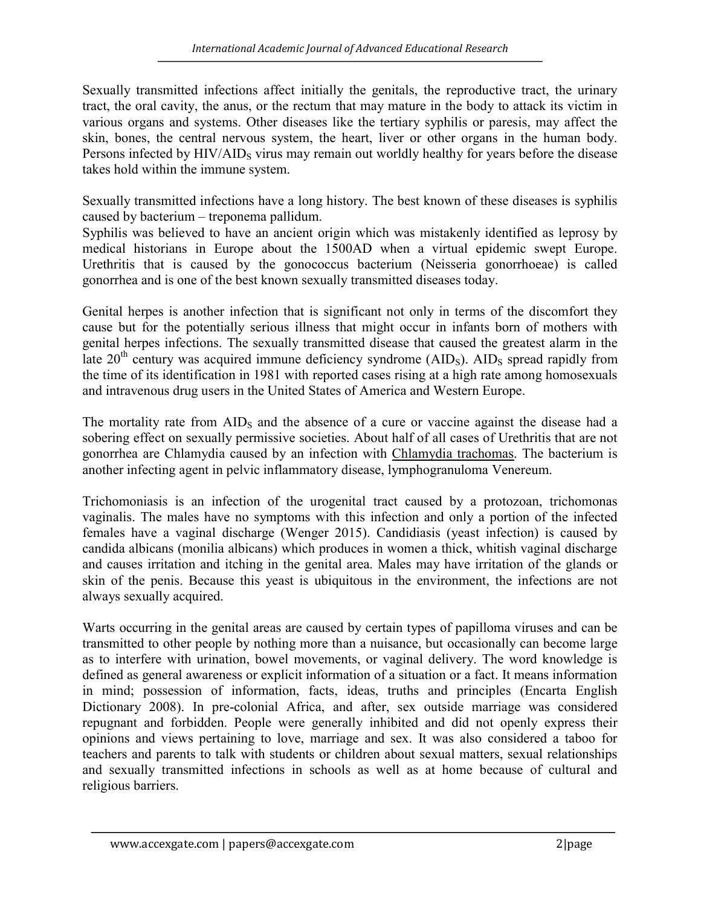Sexually transmitted infections affect initially the genitals, the reproductive tract, the urinary tract, the oral cavity, the anus, or the rectum that may mature in the body to attack its victim in various organs and systems. Other diseases like the tertiary syphilis or paresis, may affect the skin, bones, the central nervous system, the heart, liver or other organs in the human body. Persons infected by HIV/$AID_S$ virus may remain out worldly healthy for years before the disease takes hold within the immune system.

Sexually transmitted infections have a long history. The best known of these diseases is syphilis caused by bacterium – treponema pallidum.

Syphilis was believed to have an ancient origin which was mistakenly identified as leprosy by medical historians in Europe about the 1500AD when a virtual epidemic swept Europe. Urethritis that is caused by the gonococcus bacterium (Neisseria gonorrhoeae) is called gonorrhea and is one of the best known sexually transmitted diseases today.

Genital herpes is another infection that is significant not only in terms of the discomfort they cause but for the potentially serious illness that might occur in infants born of mothers with genital herpes infections. The sexually transmitted disease that caused the greatest alarm in the late 20[th] century was acquired immune deficiency syndrome ($AID_S$). $AID_S$ spread rapidly from the time of its identification in 1981 with reported cases rising at a high rate among homosexuals and intravenous drug users in the United States of America and Western Europe.

The mortality rate from $AID_S$ and the absence of a cure or vaccine against the disease had a sobering effect on sexually permissive societies. About half of all cases of Urethritis that are not gonorrhea are Chlamydia caused by an infection with Chlamydia trachomas. The bacterium is another infecting agent in pelvic inflammatory disease, lymphogranuloma Venereum.

Trichomoniasis is an infection of the urogenital tract caused by a protozoan, trichomonas vaginalis. The males have no symptoms with this infection and only a portion of the infected females have a vaginal discharge (Wenger 2015). Candidiasis (yeast infection) is caused by candida albicans (monilia albicans) which produces in women a thick, whitish vaginal discharge and causes irritation and itching in the genital area. Males may have irritation of the glands or skin of the penis. Because this yeast is ubiquitous in the environment, the infections are not always sexually acquired.

Warts occurring in the genital areas are caused by certain types of papilloma viruses and can be transmitted to other people by nothing more than a nuisance, but occasionally can become large as to interfere with urination, bowel movements, or vaginal delivery. The word knowledge is defined as general awareness or explicit information of a situation or a fact. It means information in mind; possession of information, facts, ideas, truths and principles (Encarta English Dictionary 2008). In pre-colonial Africa, and after, sex outside marriage was considered repugnant and forbidden. People were generally inhibited and did not openly express their opinions and views pertaining to love, marriage and sex. It was also considered a taboo for teachers and parents to talk with students or children about sexual matters, sexual relationships and sexually transmitted infections in schools as well as at home because of cultural and religious barriers.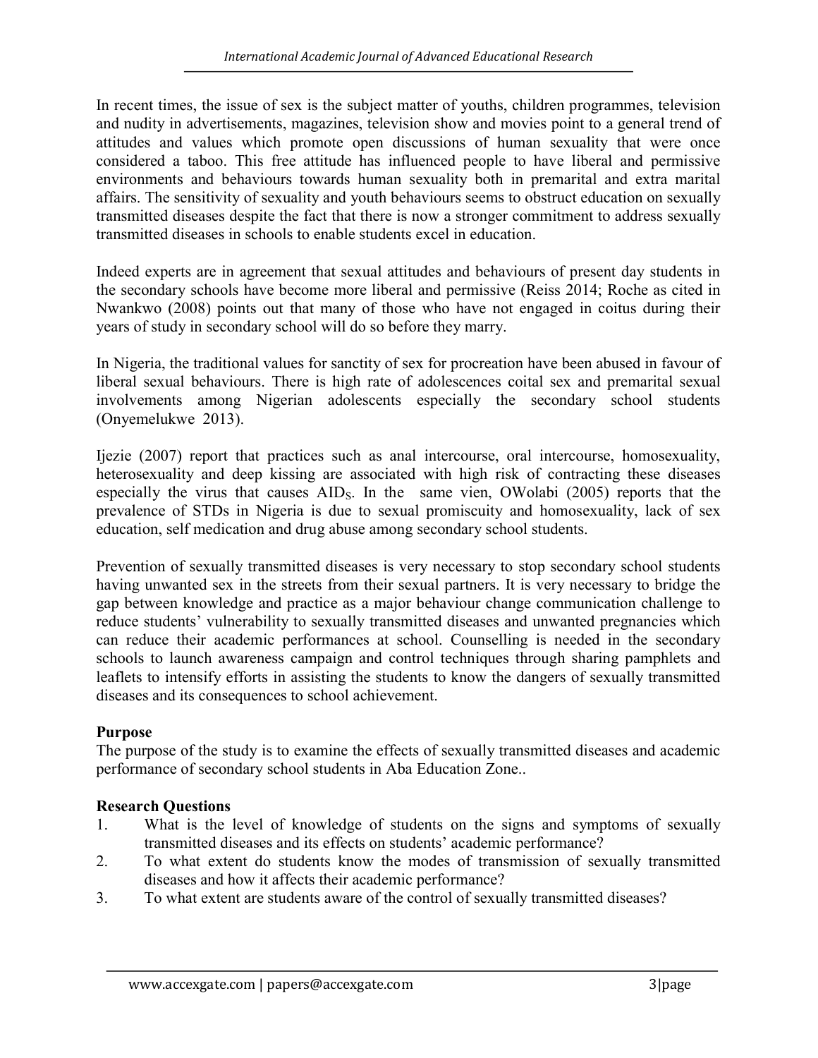In recent times, the issue of sex is the subject matter of youths, children programmes, television and nudity in advertisements, magazines, television show and movies point to a general trend of attitudes and values which promote open discussions of human sexuality that were once considered a taboo. This free attitude has influenced people to have liberal and permissive environments and behaviours towards human sexuality both in premarital and extra marital affairs. The sensitivity of sexuality and youth behaviours seems to obstruct education on sexually transmitted diseases despite the fact that there is now a stronger commitment to address sexually transmitted diseases in schools to enable students excel in education.

Indeed experts are in agreement that sexual attitudes and behaviours of present day students in the secondary schools have become more liberal and permissive (Reiss 2014; Roche as cited in Nwankwo (2008) points out that many of those who have not engaged in coitus during their years of study in secondary school will do so before they marry.

In Nigeria, the traditional values for sanctity of sex for procreation have been abused in favour of liberal sexual behaviours. There is high rate of adolescences coital sex and premarital sexual involvements among Nigerian adolescents especially the secondary school students (Onyemelukwe 2013).

Ijezie (2007) report that practices such as anal intercourse, oral intercourse, homosexuality, heterosexuality and deep kissing are associated with high risk of contracting these diseases especially the virus that causes $AID_S$. In the same vien, OWolabi (2005) reports that the prevalence of STDs in Nigeria is due to sexual promiscuity and homosexuality, lack of sex education, self medication and drug abuse among secondary school students.

Prevention of sexually transmitted diseases is very necessary to stop secondary school students having unwanted sex in the streets from their sexual partners. It is very necessary to bridge the gap between knowledge and practice as a major behaviour change communication challenge to reduce students' vulnerability to sexually transmitted diseases and unwanted pregnancies which can reduce their academic performances at school. Counselling is needed in the secondary schools to launch awareness campaign and control techniques through sharing pamphlets and leaflets to intensify efforts in assisting the students to know the dangers of sexually transmitted diseases and its consequences to school achievement.

**Purpose**

The purpose of the study is to examine the effects of sexually transmitted diseases and academic performance of secondary school students in Aba Education Zone..

**Research Questions**

1. What is the level of knowledge of students on the signs and symptoms of sexually transmitted diseases and its effects on students' academic performance?
2. To what extent do students know the modes of transmission of sexually transmitted diseases and how it affects their academic performance?
3. To what extent are students aware of the control of sexually transmitted diseases?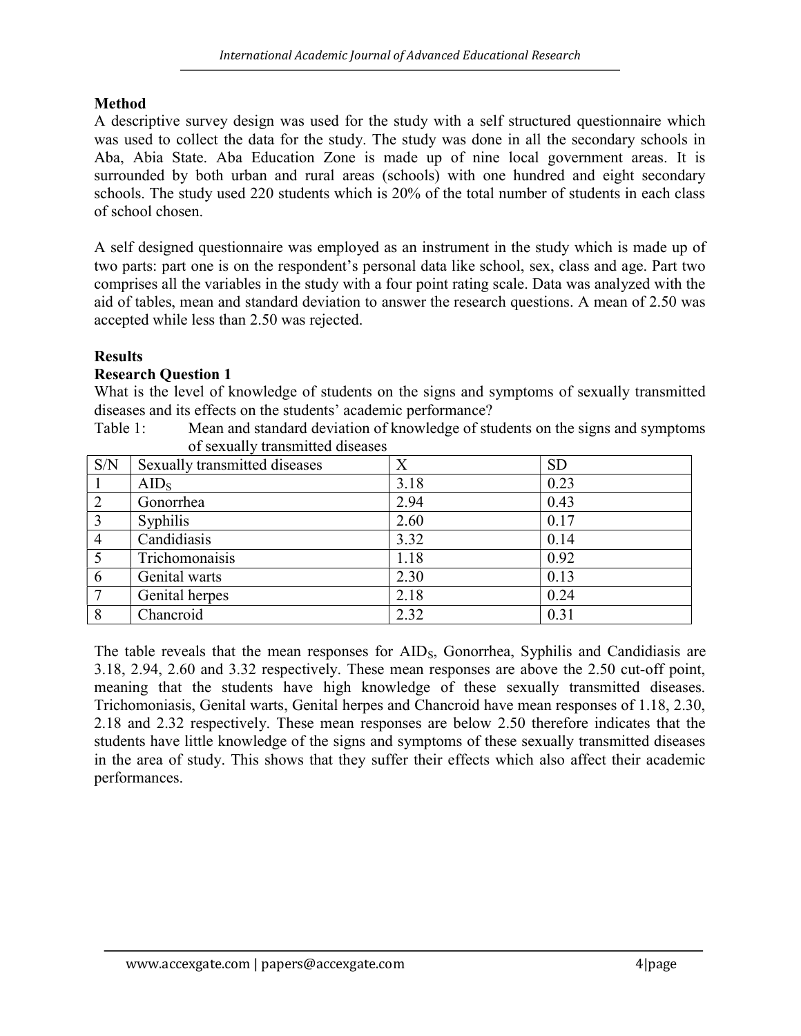## Method

A descriptive survey design was used for the study with a self structured questionnaire which was used to collect the data for the study. The study was done in all the secondary schools in Aba, Abia State. Aba Education Zone is made up of nine local government areas. It is surrounded by both urban and rural areas (schools) with one hundred and eight secondary schools. The study used 220 students which is 20% of the total number of students in each class of school chosen.

A self designed questionnaire was employed as an instrument in the study which is made up of two parts: part one is on the respondent's personal data like school, sex, class and age. Part two comprises all the variables in the study with a four point rating scale. Data was analyzed with the aid of tables, mean and standard deviation to answer the research questions. A mean of 2.50 was accepted while less than 2.50 was rejected.

## Results

### Research Question 1

What is the level of knowledge of students on the signs and symptoms of sexually transmitted diseases and its effects on the students' academic performance?

Table 1: Mean and standard deviation of knowledge of students on the signs and symptoms of sexually transmitted diseases

| S/N | Sexually transmitted diseases | X | SD |
|---|---|---|---|
| 1 | $AID_S$ | 3.18 | 0.23 |
| 2 | Gonorrhea | 2.94 | 0.43 |
| 3 | Syphilis | 2.60 | 0.17 |
| 4 | Candidiasis | 3.32 | 0.14 |
| 5 | Trichomonaisis | 1.18 | 0.92 |
| 6 | Genital warts | 2.30 | 0.13 |
| 7 | Genital herpes | 2.18 | 0.24 |
| 8 | Chancroid | 2.32 | 0.31 |

The table reveals that the mean responses for $AID_S$, Gonorrhea, Syphilis and Candidiasis are 3.18, 2.94, 2.60 and 3.32 respectively. These mean responses are above the 2.50 cut-off point, meaning that the students have high knowledge of these sexually transmitted diseases. Trichomoniasis, Genital warts, Genital herpes and Chancroid have mean responses of 1.18, 2.30, 2.18 and 2.32 respectively. These mean responses are below 2.50 therefore indicates that the students have little knowledge of the signs and symptoms of these sexually transmitted diseases in the area of study. This shows that they suffer their effects which also affect their academic performances.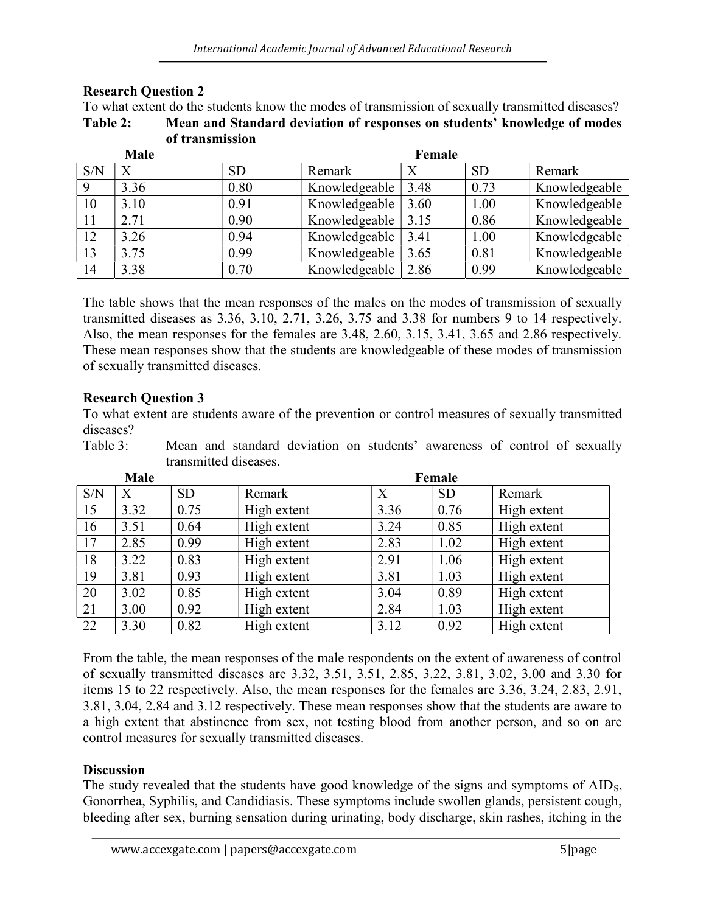**Research Question 2**

To what extent do the students know the modes of transmission of sexually transmitted diseases?

**Table 2: Mean and Standard deviation of responses on students' knowledge of modes of transmission**

| | Male | | | Female | | |
|---|---|---|---|---|---|---|
| S/N | X | SD | Remark | X | SD | Remark |
| 9 | 3.36 | 0.80 | Knowledgeable | 3.48 | 0.73 | Knowledgeable |
| 10 | 3.10 | 0.91 | Knowledgeable | 3.60 | 1.00 | Knowledgeable |
| 11 | 2.71 | 0.90 | Knowledgeable | 3.15 | 0.86 | Knowledgeable |
| 12 | 3.26 | 0.94 | Knowledgeable | 3.41 | 1.00 | Knowledgeable |
| 13 | 3.75 | 0.99 | Knowledgeable | 3.65 | 0.81 | Knowledgeable |
| 14 | 3.38 | 0.70 | Knowledgeable | 2.86 | 0.99 | Knowledgeable |

The table shows that the mean responses of the males on the modes of transmission of sexually transmitted diseases as 3.36, 3.10, 2.71, 3.26, 3.75 and 3.38 for numbers 9 to 14 respectively. Also, the mean responses for the females are 3.48, 2.60, 3.15, 3.41, 3.65 and 2.86 respectively. These mean responses show that the students are knowledgeable of these modes of transmission of sexually transmitted diseases.

**Research Question 3**

To what extent are students aware of the prevention or control measures of sexually transmitted diseases?

Table 3: Mean and standard deviation on students' awareness of control of sexually transmitted diseases.

| | Male | | | Female | | |
|---|---|---|---|---|---|---|
| S/N | X | SD | Remark | X | SD | Remark |
| 15 | 3.32 | 0.75 | High extent | 3.36 | 0.76 | High extent |
| 16 | 3.51 | 0.64 | High extent | 3.24 | 0.85 | High extent |
| 17 | 2.85 | 0.99 | High extent | 2.83 | 1.02 | High extent |
| 18 | 3.22 | 0.83 | High extent | 2.91 | 1.06 | High extent |
| 19 | 3.81 | 0.93 | High extent | 3.81 | 1.03 | High extent |
| 20 | 3.02 | 0.85 | High extent | 3.04 | 0.89 | High extent |
| 21 | 3.00 | 0.92 | High extent | 2.84 | 1.03 | High extent |
| 22 | 3.30 | 0.82 | High extent | 3.12 | 0.92 | High extent |

From the table, the mean responses of the male respondents on the extent of awareness of control of sexually transmitted diseases are 3.32, 3.51, 3.51, 2.85, 3.22, 3.81, 3.02, 3.00 and 3.30 for items 15 to 22 respectively. Also, the mean responses for the females are 3.36, 3.24, 2.83, 2.91, 3.81, 3.04, 2.84 and 3.12 respectively. These mean responses show that the students are aware to a high extent that abstinence from sex, not testing blood from another person, and so on are control measures for sexually transmitted diseases.

**Discussion**

The study revealed that the students have good knowledge of the signs and symptoms of AIDS, Gonorrhea, Syphilis, and Candidiasis. These symptoms include swollen glands, persistent cough, bleeding after sex, burning sensation during urinating, body discharge, skin rashes, itching in the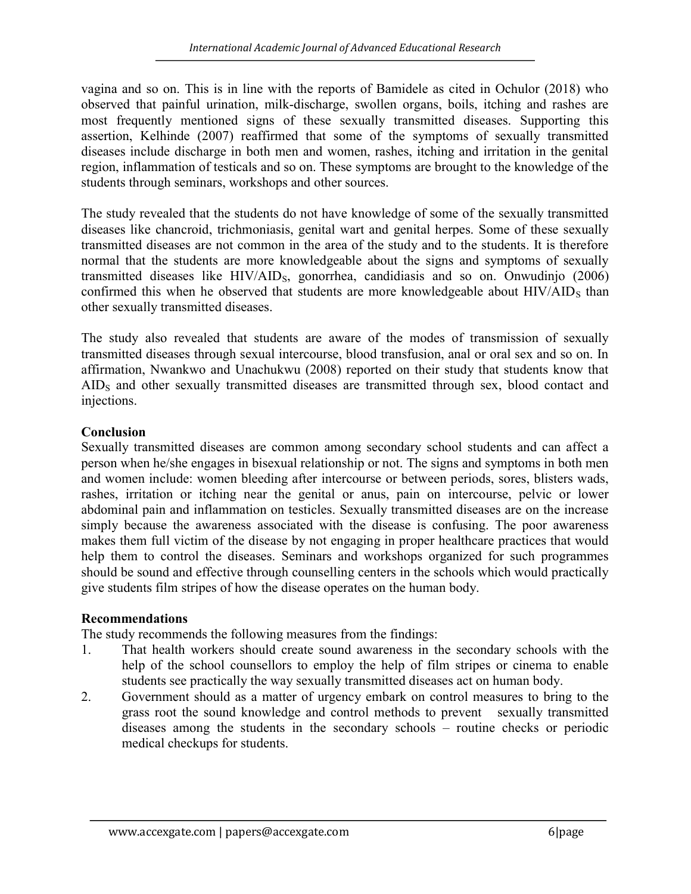vagina and so on. This is in line with the reports of Bamidele as cited in Ochulor (2018) who observed that painful urination, milk-discharge, swollen organs, boils, itching and rashes are most frequently mentioned signs of these sexually transmitted diseases. Supporting this assertion, Kelhinde (2007) reaffirmed that some of the symptoms of sexually transmitted diseases include discharge in both men and women, rashes, itching and irritation in the genital region, inflammation of testicals and so on. These symptoms are brought to the knowledge of the students through seminars, workshops and other sources.

The study revealed that the students do not have knowledge of some of the sexually transmitted diseases like chancroid, trichmoniasis, genital wart and genital herpes. Some of these sexually transmitted diseases are not common in the area of the study and to the students. It is therefore normal that the students are more knowledgeable about the signs and symptoms of sexually transmitted diseases like HIV/AID$_S$, gonorrhea, candidiasis and so on. Onwudinjo (2006) confirmed this when he observed that students are more knowledgeable about HIV/AID$_S$ than other sexually transmitted diseases.

The study also revealed that students are aware of the modes of transmission of sexually transmitted diseases through sexual intercourse, blood transfusion, anal or oral sex and so on. In affirmation, Nwankwo and Unachukwu (2008) reported on their study that students know that AID$_S$ and other sexually transmitted diseases are transmitted through sex, blood contact and injections.

## Conclusion

Sexually transmitted diseases are common among secondary school students and can affect a person when he/she engages in bisexual relationship or not. The signs and symptoms in both men and women include: women bleeding after intercourse or between periods, sores, blisters wads, rashes, irritation or itching near the genital or anus, pain on intercourse, pelvic or lower abdominal pain and inflammation on testicles. Sexually transmitted diseases are on the increase simply because the awareness associated with the disease is confusing. The poor awareness makes them full victim of the disease by not engaging in proper healthcare practices that would help them to control the diseases. Seminars and workshops organized for such programmes should be sound and effective through counselling centers in the schools which would practically give students film stripes of how the disease operates on the human body.

## Recommendations

The study recommends the following measures from the findings:

1. That health workers should create sound awareness in the secondary schools with the help of the school counsellors to employ the help of film stripes or cinema to enable students see practically the way sexually transmitted diseases act on human body.
2. Government should as a matter of urgency embark on control measures to bring to the grass root the sound knowledge and control methods to prevent sexually transmitted diseases among the students in the secondary schools – routine checks or periodic medical checkups for students.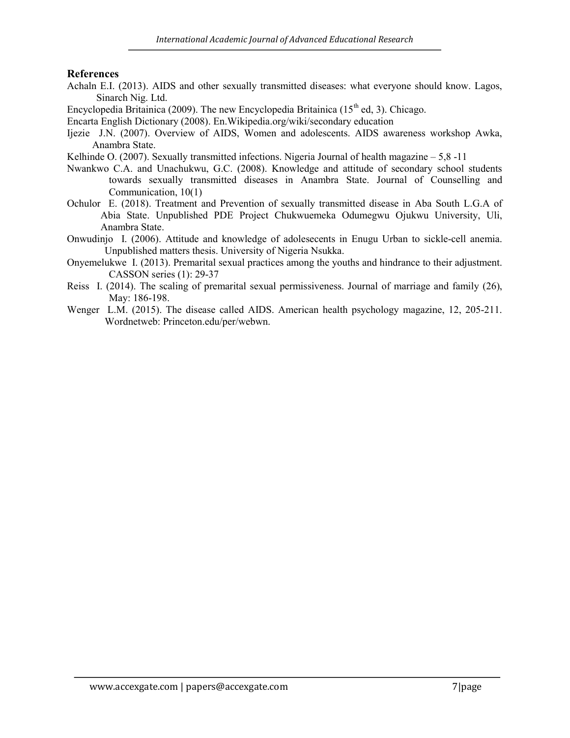## References

Achaln E.I. (2013). AIDS and other sexually transmitted diseases: what everyone should know. Lagos, Sinarch Nig. Ltd.

Encyclopedia Britainica (2009). The new Encyclopedia Britainica (15th ed, 3). Chicago.

Encarta English Dictionary (2008). En.Wikipedia.org/wiki/secondary education

Ijezie J.N. (2007). Overview of AIDS, Women and adolescents. AIDS awareness workshop Awka, Anambra State.

Kelhinde O. (2007). Sexually transmitted infections. Nigeria Journal of health magazine – 5,8 -11

Nwankwo C.A. and Unachukwu, G.C. (2008). Knowledge and attitude of secondary school students towards sexually transmitted diseases in Anambra State. Journal of Counselling and Communication, 10(1)

Ochulor E. (2018). Treatment and Prevention of sexually transmitted disease in Aba South L.G.A of Abia State. Unpublished PDE Project Chukwuemeka Odumegwu Ojukwu University, Uli, Anambra State.

Onwudinjo I. (2006). Attitude and knowledge of adolesecents in Enugu Urban to sickle-cell anemia. Unpublished matters thesis. University of Nigeria Nsukka.

Onyemelukwe I. (2013). Premarital sexual practices among the youths and hindrance to their adjustment. CASSON series (1): 29-37

Reiss I. (2014). The scaling of premarital sexual permissiveness. Journal of marriage and family (26), May: 186-198.

Wenger L.M. (2015). The disease called AIDS. American health psychology magazine, 12, 205-211. Wordnetweb: Princeton.edu/per/webwn.